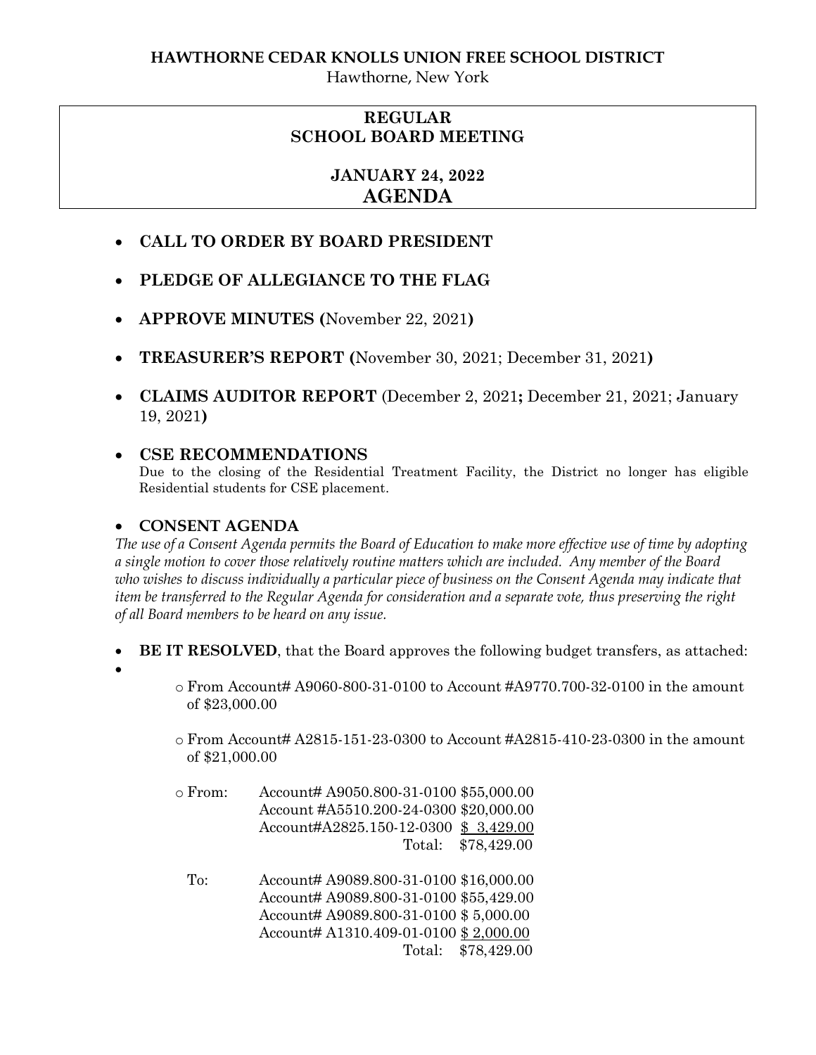**HAWTHORNE CEDAR KNOLLS UNION FREE SCHOOL DISTRICT**
Hawthorne, New York

# REGULAR SCHOOL BOARD MEETING

## JANUARY 24, 2022
## AGENDA

- **CALL TO ORDER BY BOARD PRESIDENT**
- **PLEDGE OF ALLEGIANCE TO THE FLAG**
- **APPROVE MINUTES (**November 22, 2021**)**
- **TREASURER'S REPORT (**November 30, 2021; December 31, 2021**)**
- **CLAIMS AUDITOR REPORT** (December 2, 2021**;** December 21, 2021; January 19, 2021**)**
- **CSE RECOMMENDATIONS**
  Due to the closing of the Residential Treatment Facility, the District no longer has eligible Residential students for CSE placement.
- **CONSENT AGENDA**

*The use of a Consent Agenda permits the Board of Education to make more effective use of time by adopting a single motion to cover those relatively routine matters which are included. Any member of the Board who wishes to discuss individually a particular piece of business on the Consent Agenda may indicate that item be transferred to the Regular Agenda for consideration and a separate vote, thus preserving the right of all Board members to be heard on any issue.*

- **BE IT RESOLVED**, that the Board approves the following budget transfers, as attached:
- 
  - From Account# A9060-800-31-0100 to Account #A9770.700-32-0100 in the amount of $23,000.00
  - From Account# A2815-151-23-0300 to Account #A2815-410-23-0300 in the amount of $21,000.00
  - From:

| | Account | Amount |
|---|---|---|
| From: | Account# A9050.800-31-0100 | $55,000.00 |
| | Account #A5510.200-24-0300 | $20,000.00 |
| | Account#A2825.150-12-0300 | $ 3,429.00 |
| | Total: | $78,429.00 |
| To: | Account# A9089.800-31-0100 | $16,000.00 |
| | Account# A9089.800-31-0100 | $55,429.00 |
| | Account# A9089.800-31-0100 | $ 5,000.00 |
| | Account# A1310.409-01-0100 | $ 2,000.00 |
| | Total: | $78,429.00 |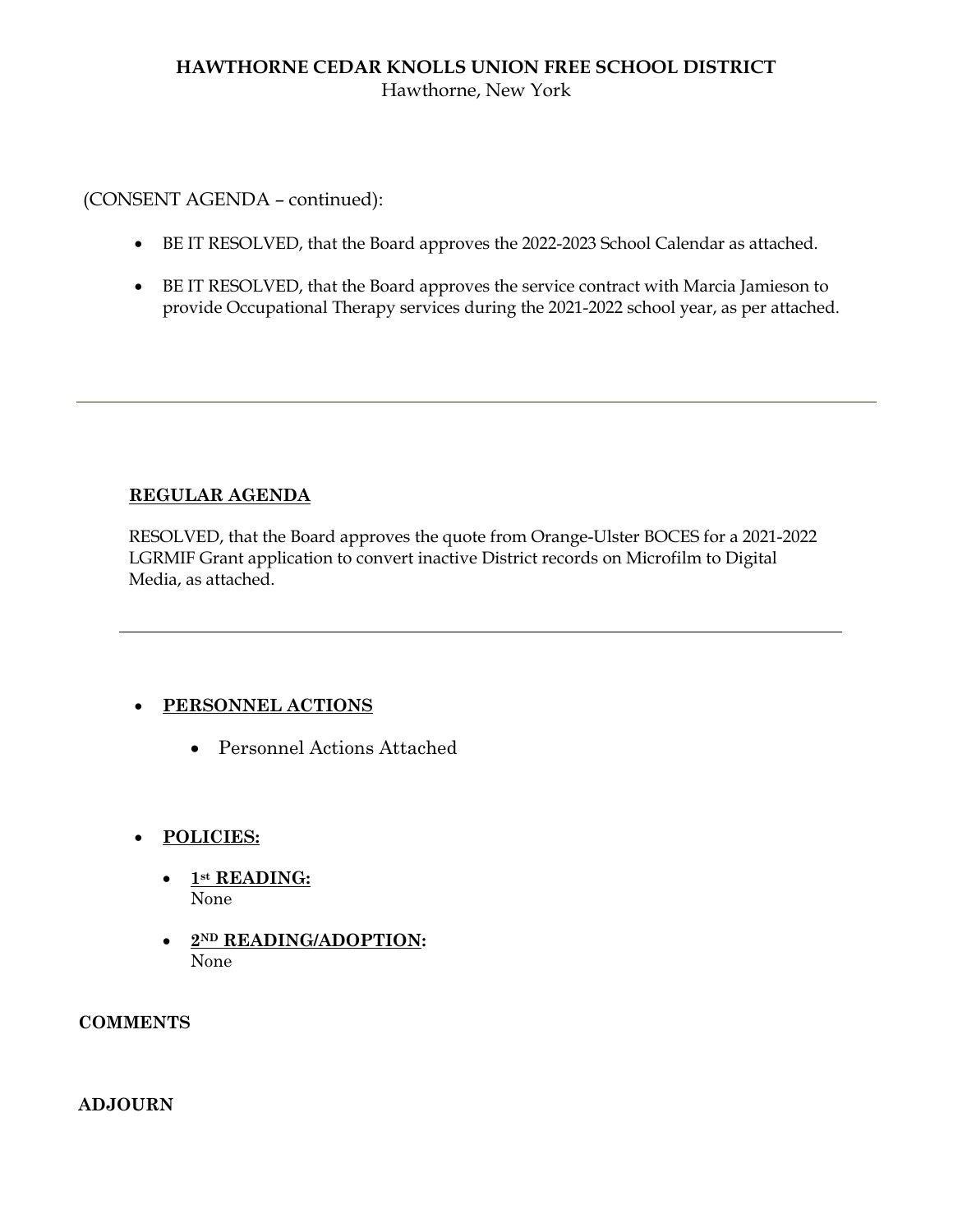# HAWTHORNE CEDAR KNOLLS UNION FREE SCHOOL DISTRICT

Hawthorne, New York

(CONSENT AGENDA – continued):

- BE IT RESOLVED, that the Board approves the 2022-2023 School Calendar as attached.
- BE IT RESOLVED, that the Board approves the service contract with Marcia Jamieson to provide Occupational Therapy services during the 2021-2022 school year, as per attached.

---

**REGULAR AGENDA**

RESOLVED, that the Board approves the quote from Orange-Ulster BOCES for a 2021-2022 LGRMIF Grant application to convert inactive District records on Microfilm to Digital Media, as attached.

---

- **PERSONNEL ACTIONS**
  - Personnel Actions Attached

- **POLICIES:**
  - **1st READING:**
    None
  - **2ND READING/ADOPTION:**
    None

**COMMENTS**

**ADJOURN**